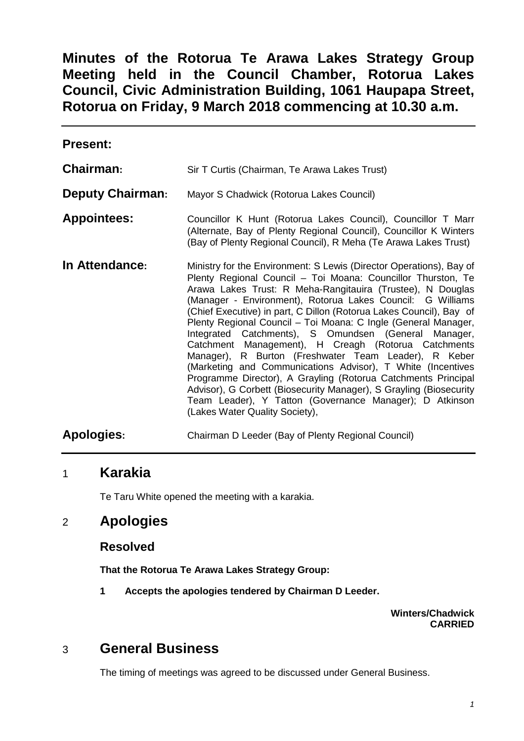# Minutes of the Rotorua Te Arawa Lakes Strategy Group Meeting held in the Council Chamber, Rotorua Lakes Council, Civic Administration Building, 1061 Haupapa Street, Rotorua on Friday, 9 March 2018 commencing at 10.30 a.m.

**Present:**

| | |
|---|---|
| **Chairman:** | Sir T Curtis (Chairman, Te Arawa Lakes Trust) |
| **Deputy Chairman:** | Mayor S Chadwick (Rotorua Lakes Council) |
| **Appointees:** | Councillor K Hunt (Rotorua Lakes Council), Councillor T Marr (Alternate, Bay of Plenty Regional Council), Councillor K Winters (Bay of Plenty Regional Council), R Meha (Te Arawa Lakes Trust) |
| **In Attendance:** | Ministry for the Environment: S Lewis (Director Operations), Bay of Plenty Regional Council – Toi Moana: Councillor Thurston, Te Arawa Lakes Trust: R Meha-Rangitauira (Trustee), N Douglas (Manager - Environment), Rotorua Lakes Council: G Williams (Chief Executive) in part, C Dillon (Rotorua Lakes Council), Bay of Plenty Regional Council – Toi Moana: C Ingle (General Manager, Integrated Catchments), S Omundsen (General Manager, Catchment Management), H Creagh (Rotorua Catchments Manager), R Burton (Freshwater Team Leader), R Keber (Marketing and Communications Advisor), T White (Incentives Programme Director), A Grayling (Rotorua Catchments Principal Advisor), G Corbett (Biosecurity Manager), S Grayling (Biosecurity Team Leader), Y Tatton (Governance Manager); D Atkinson (Lakes Water Quality Society), |
| **Apologies:** | Chairman D Leeder (Bay of Plenty Regional Council) |

## 1 Karakia

Te Taru White opened the meeting with a karakia.

## 2 Apologies

### Resolved

**That the Rotorua Te Arawa Lakes Strategy Group:**

**1 Accepts the apologies tendered by Chairman D Leeder.**

**Winters/Chadwick**
**CARRIED**

## 3 General Business

The timing of meetings was agreed to be discussed under General Business.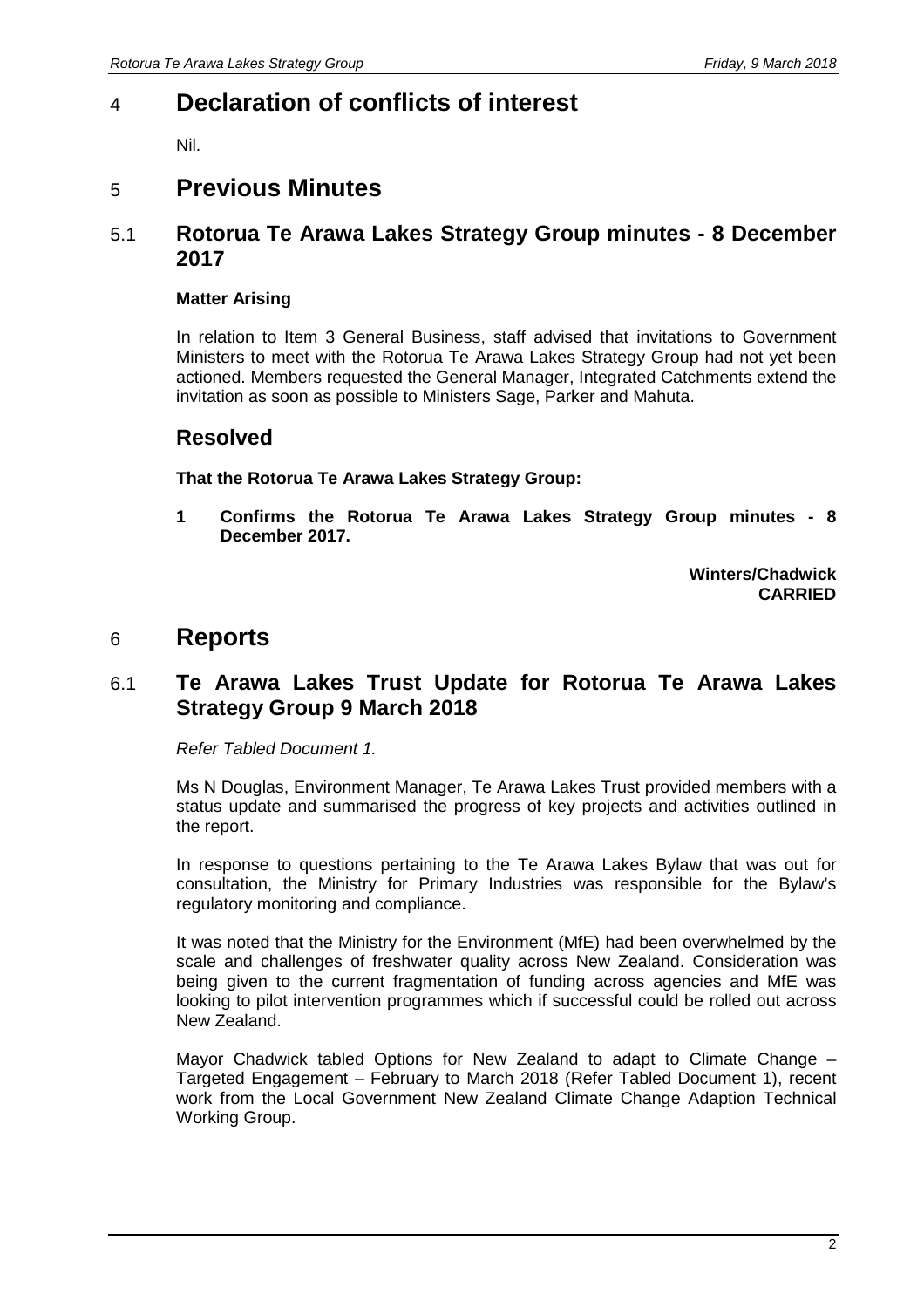## 4 Declaration of conflicts of interest

Nil.

## 5 Previous Minutes

### 5.1 Rotorua Te Arawa Lakes Strategy Group minutes - 8 December 2017

**Matter Arising**

In relation to Item 3 General Business, staff advised that invitations to Government Ministers to meet with the Rotorua Te Arawa Lakes Strategy Group had not yet been actioned. Members requested the General Manager, Integrated Catchments extend the invitation as soon as possible to Ministers Sage, Parker and Mahuta.

## Resolved

**That the Rotorua Te Arawa Lakes Strategy Group:**

**1 Confirms the Rotorua Te Arawa Lakes Strategy Group minutes - 8 December 2017.**

**Winters/Chadwick**
**CARRIED**

## 6 Reports

### 6.1 Te Arawa Lakes Trust Update for Rotorua Te Arawa Lakes Strategy Group 9 March 2018

*Refer Tabled Document 1.*

Ms N Douglas, Environment Manager, Te Arawa Lakes Trust provided members with a status update and summarised the progress of key projects and activities outlined in the report.

In response to questions pertaining to the Te Arawa Lakes Bylaw that was out for consultation, the Ministry for Primary Industries was responsible for the Bylaw's regulatory monitoring and compliance.

It was noted that the Ministry for the Environment (MfE) had been overwhelmed by the scale and challenges of freshwater quality across New Zealand. Consideration was being given to the current fragmentation of funding across agencies and MfE was looking to pilot intervention programmes which if successful could be rolled out across New Zealand.

Mayor Chadwick tabled Options for New Zealand to adapt to Climate Change – Targeted Engagement – February to March 2018 (Refer Tabled Document 1), recent work from the Local Government New Zealand Climate Change Adaption Technical Working Group.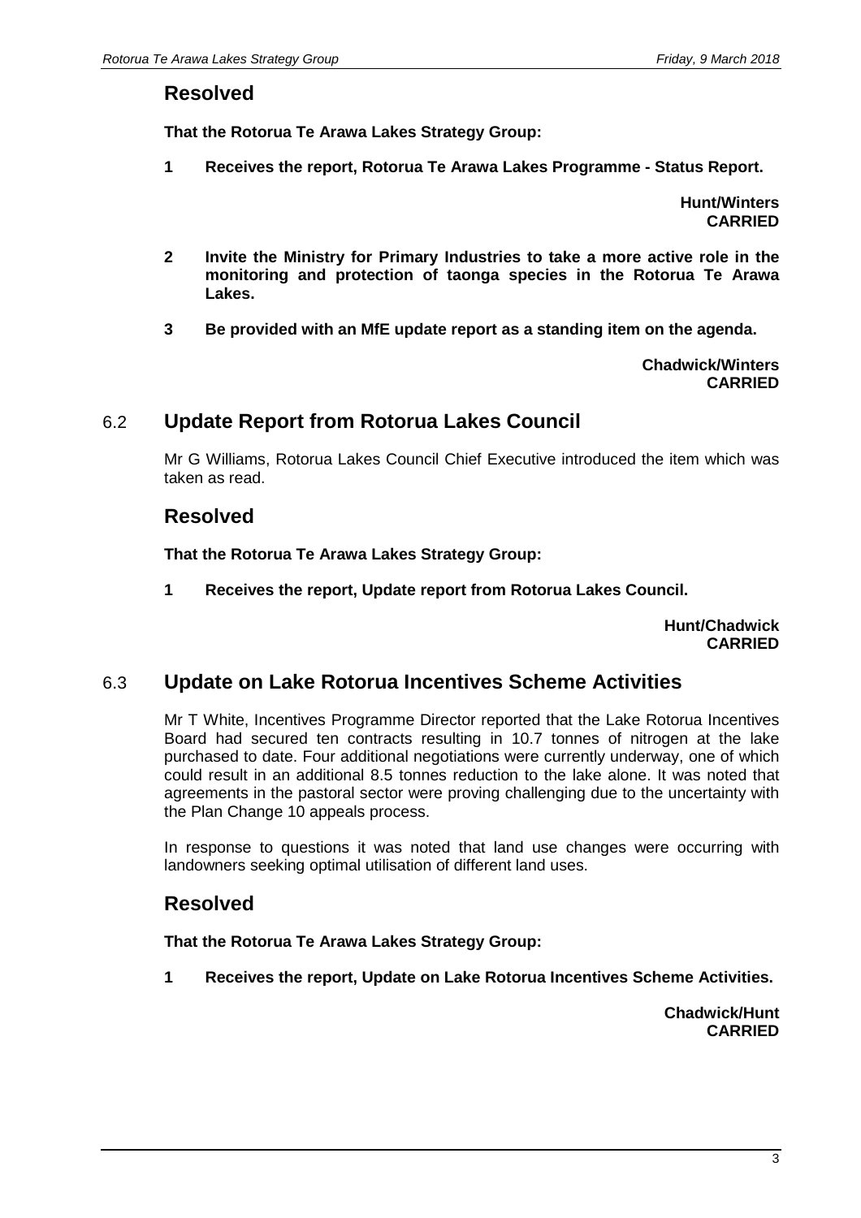## Resolved

**That the Rotorua Te Arawa Lakes Strategy Group:**

**1 Receives the report, Rotorua Te Arawa Lakes Programme - Status Report.**

**Hunt/Winters**
**CARRIED**

**2 Invite the Ministry for Primary Industries to take a more active role in the monitoring and protection of taonga species in the Rotorua Te Arawa Lakes.**

**3 Be provided with an MfE update report as a standing item on the agenda.**

**Chadwick/Winters**
**CARRIED**

## 6.2 Update Report from Rotorua Lakes Council

Mr G Williams, Rotorua Lakes Council Chief Executive introduced the item which was taken as read.

## Resolved

**That the Rotorua Te Arawa Lakes Strategy Group:**

**1 Receives the report, Update report from Rotorua Lakes Council.**

**Hunt/Chadwick**
**CARRIED**

## 6.3 Update on Lake Rotorua Incentives Scheme Activities

Mr T White, Incentives Programme Director reported that the Lake Rotorua Incentives Board had secured ten contracts resulting in 10.7 tonnes of nitrogen at the lake purchased to date. Four additional negotiations were currently underway, one of which could result in an additional 8.5 tonnes reduction to the lake alone. It was noted that agreements in the pastoral sector were proving challenging due to the uncertainty with the Plan Change 10 appeals process.

In response to questions it was noted that land use changes were occurring with landowners seeking optimal utilisation of different land uses.

## Resolved

**That the Rotorua Te Arawa Lakes Strategy Group:**

**1 Receives the report, Update on Lake Rotorua Incentives Scheme Activities.**

**Chadwick/Hunt**
**CARRIED**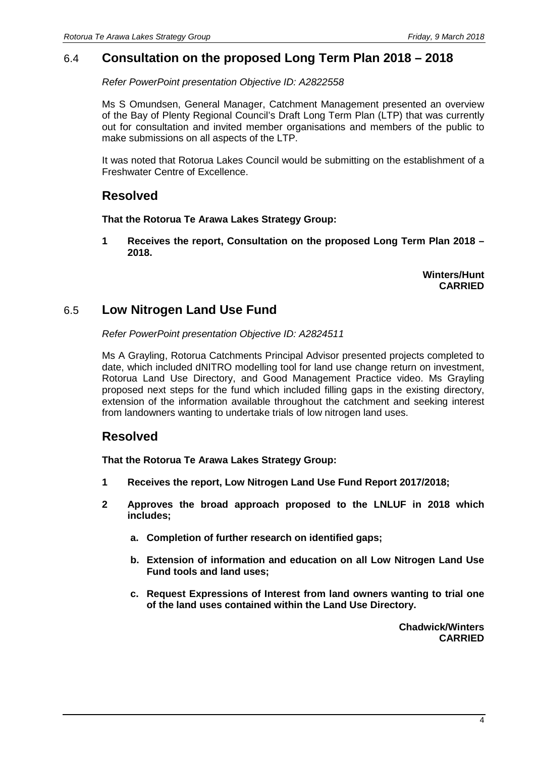## 6.4 Consultation on the proposed Long Term Plan 2018 – 2018

*Refer PowerPoint presentation Objective ID: A2822558*

Ms S Omundsen, General Manager, Catchment Management presented an overview of the Bay of Plenty Regional Council's Draft Long Term Plan (LTP) that was currently out for consultation and invited member organisations and members of the public to make submissions on all aspects of the LTP.

It was noted that Rotorua Lakes Council would be submitting on the establishment of a Freshwater Centre of Excellence.

### Resolved

**That the Rotorua Te Arawa Lakes Strategy Group:**

**1 Receives the report, Consultation on the proposed Long Term Plan 2018 – 2018.**

**Winters/Hunt**
**CARRIED**

## 6.5 Low Nitrogen Land Use Fund

*Refer PowerPoint presentation Objective ID: A2824511*

Ms A Grayling, Rotorua Catchments Principal Advisor presented projects completed to date, which included dNITRO modelling tool for land use change return on investment, Rotorua Land Use Directory, and Good Management Practice video. Ms Grayling proposed next steps for the fund which included filling gaps in the existing directory, extension of the information available throughout the catchment and seeking interest from landowners wanting to undertake trials of low nitrogen land uses.

### Resolved

**That the Rotorua Te Arawa Lakes Strategy Group:**

**1 Receives the report, Low Nitrogen Land Use Fund Report 2017/2018;**

**2 Approves the broad approach proposed to the LNLUF in 2018 which includes;**

**a. Completion of further research on identified gaps;**

**b. Extension of information and education on all Low Nitrogen Land Use Fund tools and land uses;**

**c. Request Expressions of Interest from land owners wanting to trial one of the land uses contained within the Land Use Directory.**

**Chadwick/Winters**
**CARRIED**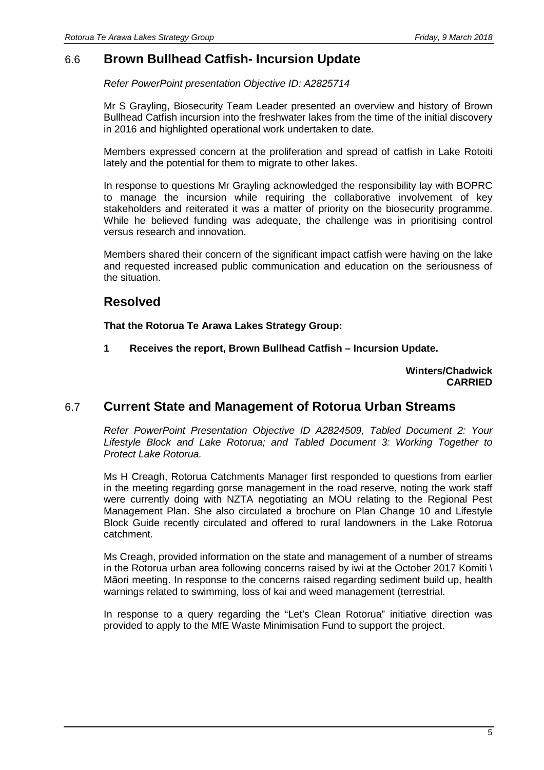## 6.6 Brown Bullhead Catfish- Incursion Update

*Refer PowerPoint presentation Objective ID: A2825714*

Mr S Grayling, Biosecurity Team Leader presented an overview and history of Brown Bullhead Catfish incursion into the freshwater lakes from the time of the initial discovery in 2016 and highlighted operational work undertaken to date.

Members expressed concern at the proliferation and spread of catfish in Lake Rotoiti lately and the potential for them to migrate to other lakes.

In response to questions Mr Grayling acknowledged the responsibility lay with BOPRC to manage the incursion while requiring the collaborative involvement of key stakeholders and reiterated it was a matter of priority on the biosecurity programme. While he believed funding was adequate, the challenge was in prioritising control versus research and innovation.

Members shared their concern of the significant impact catfish were having on the lake and requested increased public communication and education on the seriousness of the situation.

### Resolved

**That the Rotorua Te Arawa Lakes Strategy Group:**

**1 Receives the report, Brown Bullhead Catfish – Incursion Update.**

**Winters/Chadwick**
**CARRIED**

## 6.7 Current State and Management of Rotorua Urban Streams

*Refer PowerPoint Presentation Objective ID A2824509, Tabled Document 2: Your Lifestyle Block and Lake Rotorua; and Tabled Document 3: Working Together to Protect Lake Rotorua.*

Ms H Creagh, Rotorua Catchments Manager first responded to questions from earlier in the meeting regarding gorse management in the road reserve, noting the work staff were currently doing with NZTA negotiating an MOU relating to the Regional Pest Management Plan. She also circulated a brochure on Plan Change 10 and Lifestyle Block Guide recently circulated and offered to rural landowners in the Lake Rotorua catchment.

Ms Creagh, provided information on the state and management of a number of streams in the Rotorua urban area following concerns raised by iwi at the October 2017 Komiti \ Māori meeting. In response to the concerns raised regarding sediment build up, health warnings related to swimming, loss of kai and weed management (terrestrial.

In response to a query regarding the "Let's Clean Rotorua" initiative direction was provided to apply to the MfE Waste Minimisation Fund to support the project.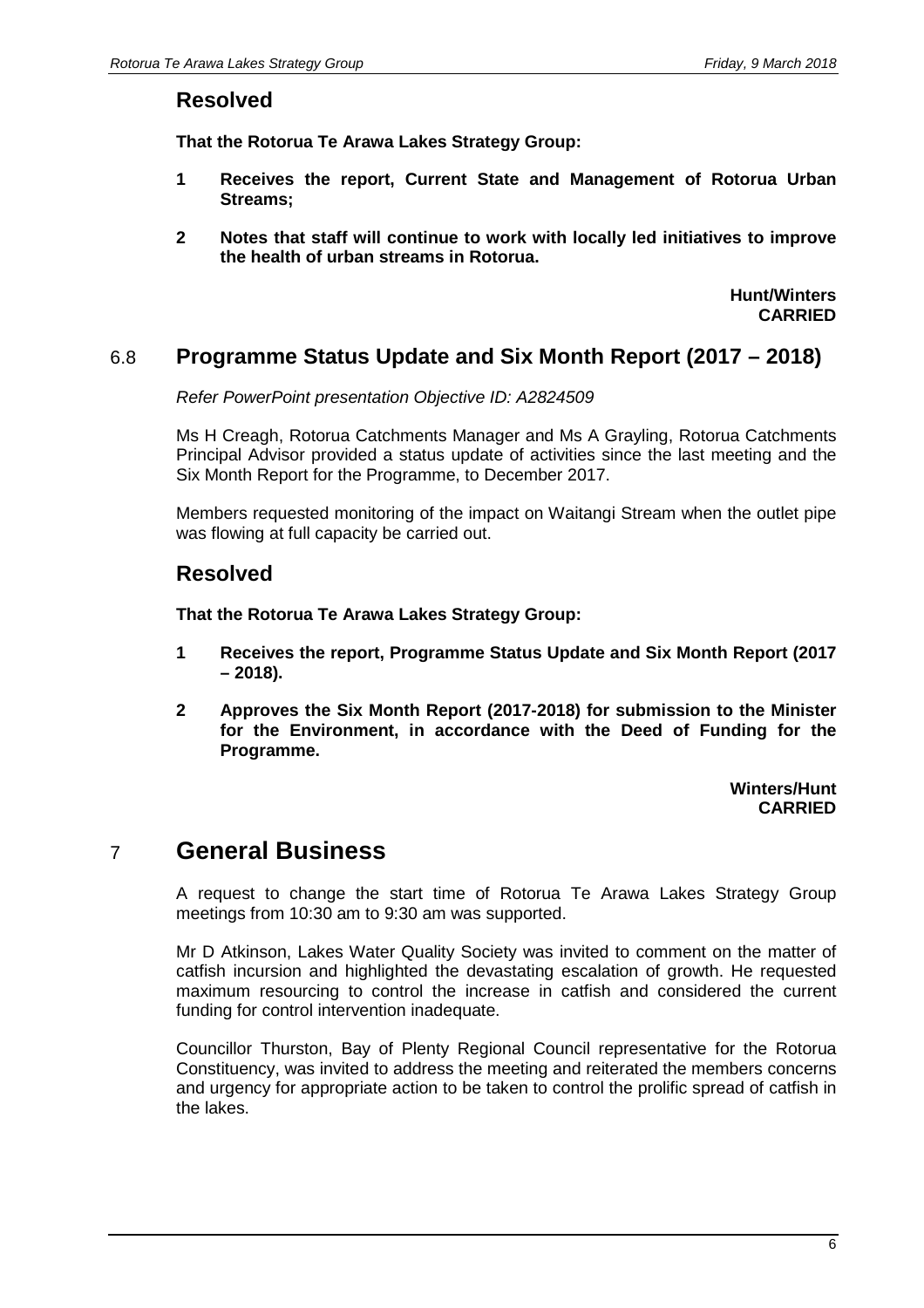## Resolved

**That the Rotorua Te Arawa Lakes Strategy Group:**

**1 Receives the report, Current State and Management of Rotorua Urban Streams;**

**2 Notes that staff will continue to work with locally led initiatives to improve the health of urban streams in Rotorua.**

**Hunt/Winters**
**CARRIED**

## 6.8 Programme Status Update and Six Month Report (2017 – 2018)

*Refer PowerPoint presentation Objective ID: A2824509*

Ms H Creagh, Rotorua Catchments Manager and Ms A Grayling, Rotorua Catchments Principal Advisor provided a status update of activities since the last meeting and the Six Month Report for the Programme, to December 2017.

Members requested monitoring of the impact on Waitangi Stream when the outlet pipe was flowing at full capacity be carried out.

## Resolved

**That the Rotorua Te Arawa Lakes Strategy Group:**

**1 Receives the report, Programme Status Update and Six Month Report (2017 – 2018).**

**2 Approves the Six Month Report (2017-2018) for submission to the Minister for the Environment, in accordance with the Deed of Funding for the Programme.**

**Winters/Hunt**
**CARRIED**

# 7 General Business

A request to change the start time of Rotorua Te Arawa Lakes Strategy Group meetings from 10:30 am to 9:30 am was supported.

Mr D Atkinson, Lakes Water Quality Society was invited to comment on the matter of catfish incursion and highlighted the devastating escalation of growth. He requested maximum resourcing to control the increase in catfish and considered the current funding for control intervention inadequate.

Councillor Thurston, Bay of Plenty Regional Council representative for the Rotorua Constituency, was invited to address the meeting and reiterated the members concerns and urgency for appropriate action to be taken to control the prolific spread of catfish in the lakes.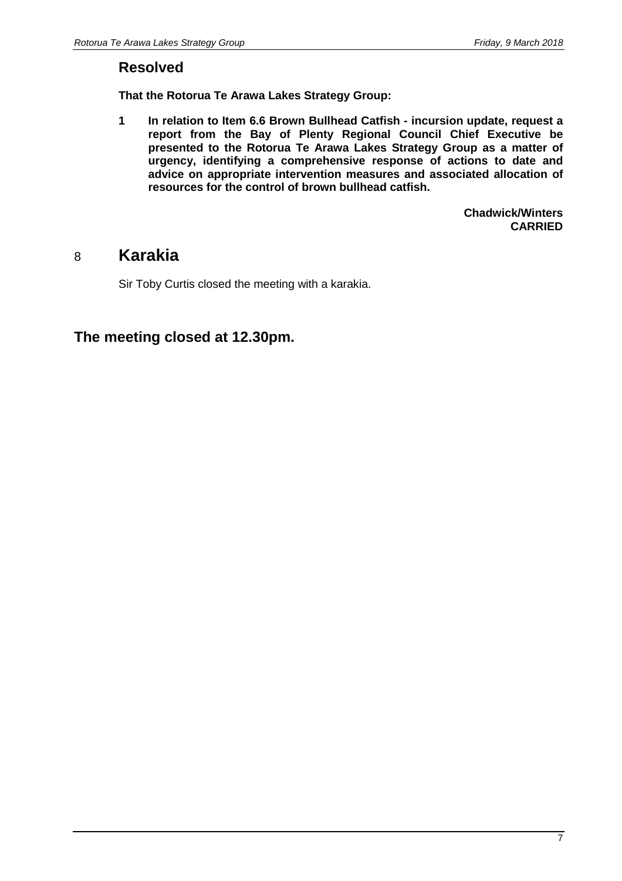## Resolved

**That the Rotorua Te Arawa Lakes Strategy Group:**

**1 In relation to Item 6.6 Brown Bullhead Catfish - incursion update, request a report from the Bay of Plenty Regional Council Chief Executive be presented to the Rotorua Te Arawa Lakes Strategy Group as a matter of urgency, identifying a comprehensive response of actions to date and advice on appropriate intervention measures and associated allocation of resources for the control of brown bullhead catfish.**

**Chadwick/Winters**
**CARRIED**

# 8 Karakia

Sir Toby Curtis closed the meeting with a karakia.

## The meeting closed at 12.30pm.